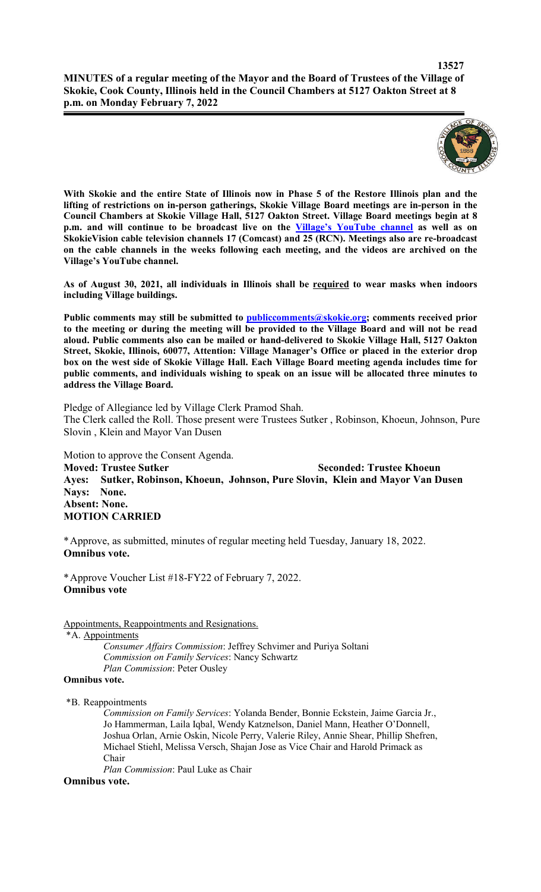**MINUTES of a regular meeting of the Mayor and the Board of Trustees of the Village of Skokie, Cook County, Illinois held in the Council Chambers at 5127 Oakton Street at 8 p.m. on Monday February 7, 2022**

**With Skokie and the entire State of Illinois now in Phase 5 of the Restore Illinois plan and the lifting of restrictions on in-person gatherings, Skokie Village Board meetings are in-person in the Council Chambers at Skokie Village Hall, 5127 Oakton Street. Village Board meetings begin at 8 p.m. and will continue to be broadcast live on the Village's YouTube channel as well as on SkokieVision cable television channels 17 (Comcast) and 25 (RCN). Meetings also are re-broadcast on the cable channels in the weeks following each meeting, and the videos are archived on the Village's YouTube channel.**

**As of August 30, 2021, all individuals in Illinois shall be required to wear masks when indoors including Village buildings.**

**Public comments may still be submitted to publiccomments@skokie.org; comments received prior to the meeting or during the meeting will be provided to the Village Board and will not be read aloud. Public comments also can be mailed or hand-delivered to Skokie Village Hall, 5127 Oakton Street, Skokie, Illinois, 60077, Attention: Village Manager's Office or placed in the exterior drop box on the west side of Skokie Village Hall. Each Village Board meeting agenda includes time for public comments, and individuals wishing to speak on an issue will be allocated three minutes to address the Village Board.**

Pledge of Allegiance led by Village Clerk Pramod Shah.
The Clerk called the Roll. Those present were Trustees Sutker , Robinson, Khoeun, Johnson, Pure Slovin , Klein and Mayor Van Dusen

Motion to approve the Consent Agenda.
**Moved: Trustee Sutker** **Seconded: Trustee Khoeun**
**Ayes: Sutker, Robinson, Khoeun, Johnson, Pure Slovin, Klein and Mayor Van Dusen**
**Nays: None.**
**Absent: None.**
**MOTION CARRIED**

*Approve, as submitted, minutes of regular meeting held Tuesday, January 18, 2022.
**Omnibus vote.**

*Approve Voucher List #18-FY22 of February 7, 2022.
**Omnibus vote**

Appointments, Reappointments and Resignations.

*A. Appointments

*Consumer Affairs Commission*: Jeffrey Schvimer and Puriya Soltani
*Commission on Family Services*: Nancy Schwartz
*Plan Commission*: Peter Ousley

**Omnibus vote.**

*B. Reappointments

*Commission on Family Services*: Yolanda Bender, Bonnie Eckstein, Jaime Garcia Jr., Jo Hammerman, Laila Iqbal, Wendy Katznelson, Daniel Mann, Heather O'Donnell, Joshua Orlan, Arnie Oskin, Nicole Perry, Valerie Riley, Annie Shear, Phillip Shefren, Michael Stiehl, Melissa Versch, Shajan Jose as Vice Chair and Harold Primack as Chair
*Plan Commission*: Paul Luke as Chair

**Omnibus vote.**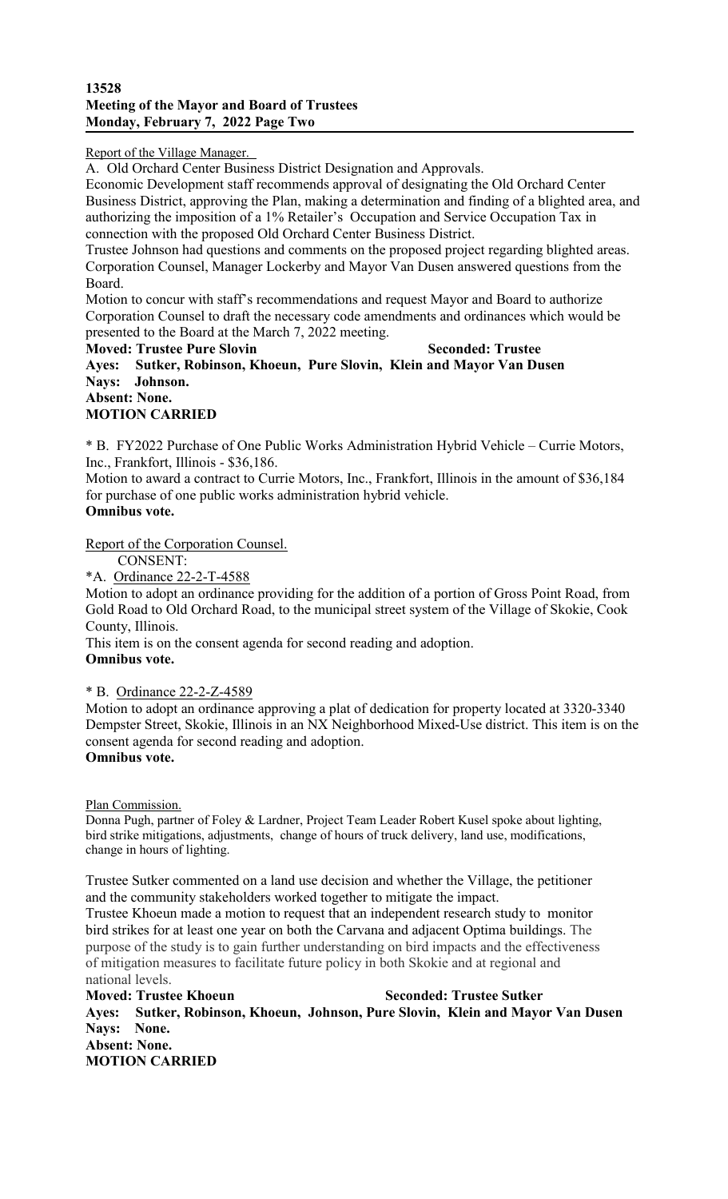Report of the Village Manager.

A. Old Orchard Center Business District Designation and Approvals.

Economic Development staff recommends approval of designating the Old Orchard Center Business District, approving the Plan, making a determination and finding of a blighted area, and authorizing the imposition of a 1% Retailer's Occupation and Service Occupation Tax in connection with the proposed Old Orchard Center Business District.

Trustee Johnson had questions and comments on the proposed project regarding blighted areas. Corporation Counsel, Manager Lockerby and Mayor Van Dusen answered questions from the Board.

Motion to concur with staff's recommendations and request Mayor and Board to authorize Corporation Counsel to draft the necessary code amendments and ordinances which would be presented to the Board at the March 7, 2022 meeting.

**Moved: Trustee Pure Slovin Seconded: Trustee**
**Ayes: Sutker, Robinson, Khoeun, Pure Slovin, Klein and Mayor Van Dusen**
**Nays: Johnson.**
**Absent: None.**
**MOTION CARRIED**

* B. FY2022 Purchase of One Public Works Administration Hybrid Vehicle – Currie Motors, Inc., Frankfort, Illinois - $36,186.

Motion to award a contract to Currie Motors, Inc., Frankfort, Illinois in the amount of $36,184 for purchase of one public works administration hybrid vehicle.

**Omnibus vote.**

Report of the Corporation Counsel.

CONSENT:

*A. Ordinance 22-2-T-4588

Motion to adopt an ordinance providing for the addition of a portion of Gross Point Road, from Gold Road to Old Orchard Road, to the municipal street system of the Village of Skokie, Cook County, Illinois.

This item is on the consent agenda for second reading and adoption.

**Omnibus vote.**

* B. Ordinance 22-2-Z-4589

Motion to adopt an ordinance approving a plat of dedication for property located at 3320-3340 Dempster Street, Skokie, Illinois in an NX Neighborhood Mixed-Use district. This item is on the consent agenda for second reading and adoption.

**Omnibus vote.**

Plan Commission.

Donna Pugh, partner of Foley & Lardner, Project Team Leader Robert Kusel spoke about lighting, bird strike mitigations, adjustments, change of hours of truck delivery, land use, modifications, change in hours of lighting.

Trustee Sutker commented on a land use decision and whether the Village, the petitioner and the community stakeholders worked together to mitigate the impact.

Trustee Khoeun made a motion to request that an independent research study to monitor bird strikes for at least one year on both the Carvana and adjacent Optima buildings. The purpose of the study is to gain further understanding on bird impacts and the effectiveness of mitigation measures to facilitate future policy in both Skokie and at regional and national levels.

**Moved: Trustee Khoeun Seconded: Trustee Sutker**
**Ayes: Sutker, Robinson, Khoeun, Johnson, Pure Slovin, Klein and Mayor Van Dusen**
**Nays: None.**
**Absent: None.**
**MOTION CARRIED**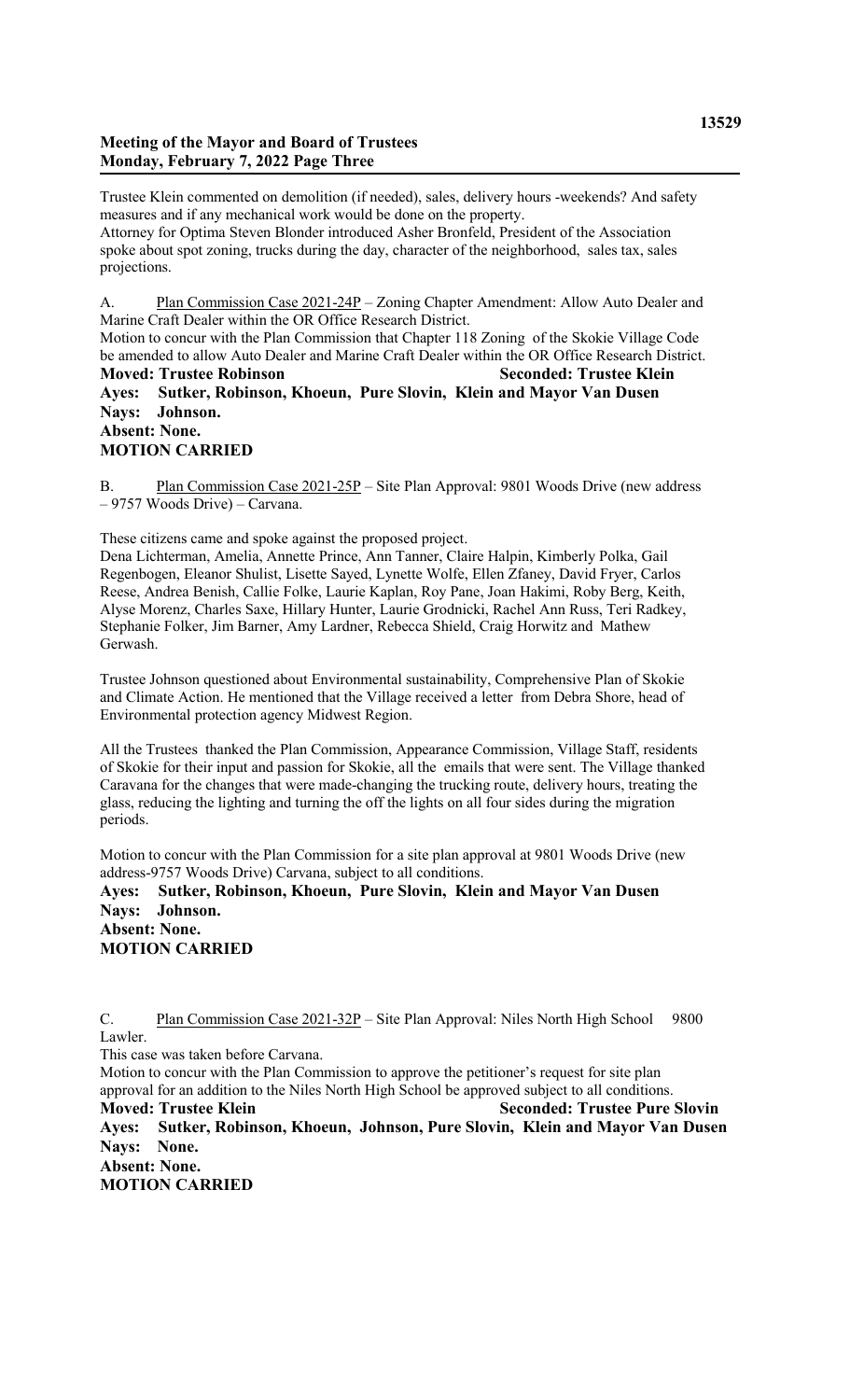Trustee Klein commented on demolition (if needed), sales, delivery hours -weekends? And safety measures and if any mechanical work would be done on the property.
Attorney for Optima Steven Blonder introduced Asher Bronfeld, President of the Association spoke about spot zoning, trucks during the day, character of the neighborhood, sales tax, sales projections.

A. Plan Commission Case 2021-24P – Zoning Chapter Amendment: Allow Auto Dealer and Marine Craft Dealer within the OR Office Research District.
Motion to concur with the Plan Commission that Chapter 118 Zoning of the Skokie Village Code be amended to allow Auto Dealer and Marine Craft Dealer within the OR Office Research District.
**Moved: Trustee Robinson** **Seconded: Trustee Klein**
**Ayes: Sutker, Robinson, Khoeun, Pure Slovin, Klein and Mayor Van Dusen**
**Nays: Johnson.**
**Absent: None.**
**MOTION CARRIED**

B. Plan Commission Case 2021-25P – Site Plan Approval: 9801 Woods Drive (new address – 9757 Woods Drive) – Carvana.

These citizens came and spoke against the proposed project.
Dena Lichterman, Amelia, Annette Prince, Ann Tanner, Claire Halpin, Kimberly Polka, Gail Regenbogen, Eleanor Shulist, Lisette Sayed, Lynette Wolfe, Ellen Zfaney, David Fryer, Carlos Reese, Andrea Benish, Callie Folke, Laurie Kaplan, Roy Pane, Joan Hakimi, Roby Berg, Keith, Alyse Morenz, Charles Saxe, Hillary Hunter, Laurie Grodnicki, Rachel Ann Russ, Teri Radkey, Stephanie Folker, Jim Barner, Amy Lardner, Rebecca Shield, Craig Horwitz and Mathew Gerwash.

Trustee Johnson questioned about Environmental sustainability, Comprehensive Plan of Skokie and Climate Action. He mentioned that the Village received a letter from Debra Shore, head of Environmental protection agency Midwest Region.

All the Trustees thanked the Plan Commission, Appearance Commission, Village Staff, residents of Skokie for their input and passion for Skokie, all the emails that were sent. The Village thanked Caravana for the changes that were made-changing the trucking route, delivery hours, treating the glass, reducing the lighting and turning the off the lights on all four sides during the migration periods.

Motion to concur with the Plan Commission for a site plan approval at 9801 Woods Drive (new address-9757 Woods Drive) Carvana, subject to all conditions.
**Ayes: Sutker, Robinson, Khoeun, Pure Slovin, Klein and Mayor Van Dusen**
**Nays: Johnson.**
**Absent: None.**
**MOTION CARRIED**

C. Plan Commission Case 2021-32P – Site Plan Approval: Niles North High School 9800 Lawler.
This case was taken before Carvana.
Motion to concur with the Plan Commission to approve the petitioner's request for site plan approval for an addition to the Niles North High School be approved subject to all conditions.
**Moved: Trustee Klein** **Seconded: Trustee Pure Slovin**
**Ayes: Sutker, Robinson, Khoeun, Johnson, Pure Slovin, Klein and Mayor Van Dusen**
**Nays: None.**
**Absent: None.**
**MOTION CARRIED**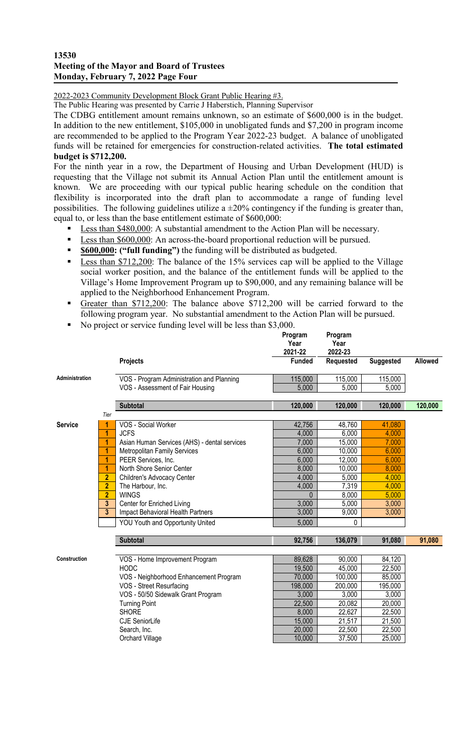**13530**
**Meeting of the Mayor and Board of Trustees**
**Monday, February 7, 2022 Page Four**

2022-2023 Community Development Block Grant Public Hearing #3.

The Public Hearing was presented by Carrie J Haberstich, Planning Supervisor

The CDBG entitlement amount remains unknown, so an estimate of $600,000 is in the budget. In addition to the new entitlement, $105,000 in unobligated funds and $7,200 in program income are recommended to be applied to the Program Year 2022-23 budget. A balance of unobligated funds will be retained for emergencies for construction-related activities. **The total estimated budget is $712,200.**

For the ninth year in a row, the Department of Housing and Urban Development (HUD) is requesting that the Village not submit its Annual Action Plan until the entitlement amount is known. We are proceeding with our typical public hearing schedule on the condition that flexibility is incorporated into the draft plan to accommodate a range of funding level possibilities. The following guidelines utilize a ±20% contingency if the funding is greater than, equal to, or less than the base entitlement estimate of $600,000:

- Less than $480,000: A substantial amendment to the Action Plan will be necessary.
- Less than $600,000: An across-the-board proportional reduction will be pursued.
- **$600,000: ("full funding")** the funding will be distributed as budgeted.
- Less than $712,200: The balance of the 15% services cap will be applied to the Village social worker position, and the balance of the entitlement funds will be applied to the Village's Home Improvement Program up to $90,000, and any remaining balance will be applied to the Neighborhood Enhancement Program.
- Greater than $712,200: The balance above $712,200 will be carried forward to the following program year. No substantial amendment to the Action Plan will be pursued.
- No project or service funding level will be less than $3,000.

| | Tier | Projects | Program Year 2021-22 Funded | Program Year 2022-23 Requested | Suggested | Allowed |
|---|---|---|---|---|---|---|
| Administration | | VOS - Program Administration and Planning | 115,000 | 115,000 | 115,000 | |
| | | VOS - Assessment of Fair Housing | 5,000 | 5,000 | 5,000 | |
| | | **Subtotal** | 120,000 | 120,000 | 120,000 | 120,000 |
| Service | 1 | VOS - Social Worker | 42,756 | 48,760 | 41,080 | |
| | 1 | JCFS | 4,000 | 6,000 | 4,000 | |
| | 1 | Asian Human Services (AHS) - dental services | 7,000 | 15,000 | 7,000 | |
| | 1 | Metropolitan Family Services | 6,000 | 10,000 | 6,000 | |
| | 1 | PEER Services, Inc. | 6,000 | 12,000 | 6,000 | |
| | 1 | North Shore Senior Center | 8,000 | 10,000 | 8,000 | |
| | 2 | Children's Advocacy Center | 4,000 | 5,000 | 4,000 | |
| | 2 | The Harbour, Inc. | 4,000 | 7,319 | 4,000 | |
| | 2 | WINGS | 0 | 8,000 | 5,000 | |
| | 3 | Center for Enriched Living | 3,000 | 5,000 | 3,000 | |
| | 3 | Impact Behavioral Health Partners | 3,000 | 9,000 | 3,000 | |
| | | YOU Youth and Opportunity United | 5,000 | 0 | | |
| | | **Subtotal** | 92,756 | 136,079 | 91,080 | 91,080 |
| Construction | | VOS - Home Improvement Program | 89,628 | 90,000 | 84,120 | |
| | | HODC | 19,500 | 45,000 | 22,500 | |
| | | VOS - Neighborhood Enhancement Program | 70,000 | 100,000 | 85,000 | |
| | | VOS - Street Resurfacing | 198,000 | 200,000 | 195,000 | |
| | | VOS - 50/50 Sidewalk Grant Program | 3,000 | 3,000 | 3,000 | |
| | | Turning Point | 22,500 | 20,082 | 20,000 | |
| | | SHORE | 8,000 | 22,627 | 22,500 | |
| | | CJE SeniorLife | 15,000 | 21,517 | 21,500 | |
| | | Search, Inc. | 20,000 | 22,500 | 22,500 | |
| | | Orchard Village | 10,000 | 37,500 | 25,000 | |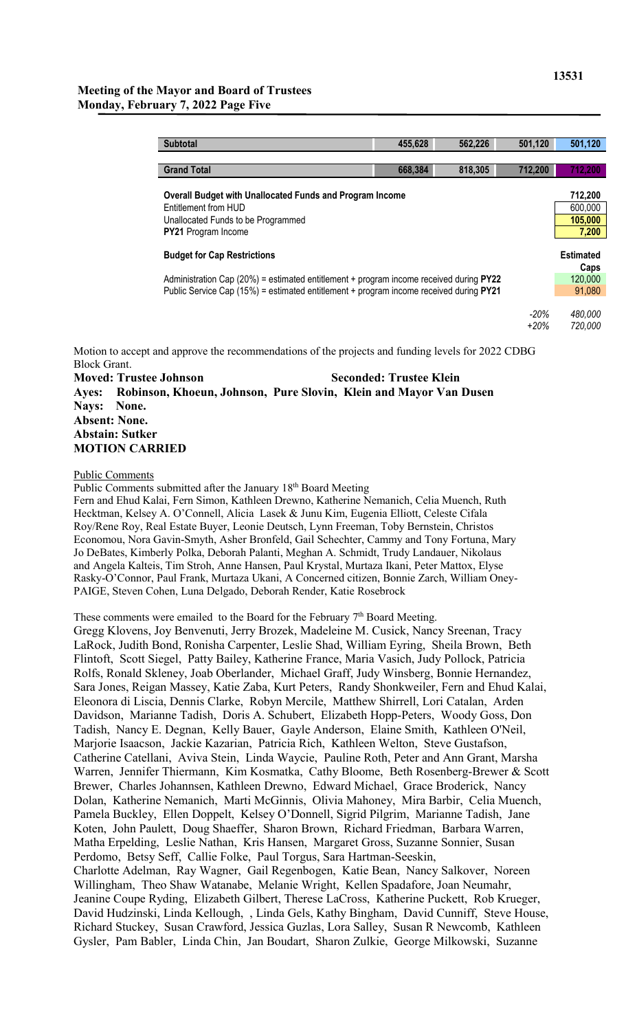| Subtotal | 455,628 | 562,226 | 501,120 | 501,120 |
|---|---|---|---|---|
| | | | | |
| **Grand Total** | 668,384 | 818,305 | 712,200 | 712,200 |

| | | |
|---|---|---|
| **Overall Budget with Unallocated Funds and Program Income** | | 712,200 |
| Entitlement from HUD | | 600,000 |
| Unallocated Funds to be Programmed | | 105,000 |
| **PY21** Program Income | | 7,200 |
| **Budget for Cap Restrictions** | | **Estimated Caps** |
| Administration Cap (20%) = estimated entitlement + program income received during **PY22** | | 120,000 |
| Public Service Cap (15%) = estimated entitlement + program income received during **PY21** | | 91,080 |
| | *-20%* | *480,000* |
| | *+20%* | *720,000* |

Motion to accept and approve the recommendations of the projects and funding levels for 2022 CDBG Block Grant.

**Moved: Trustee Johnson** **Seconded: Trustee Klein**
**Ayes: Robinson, Khoeun, Johnson, Pure Slovin, Klein and Mayor Van Dusen**
**Nays: None.**
**Absent: None.**
**Abstain: Sutker**
**MOTION CARRIED**

Public Comments

Public Comments submitted after the January 18th Board Meeting

Fern and Ehud Kalai, Fern Simon, Kathleen Drewno, Katherine Nemanich, Celia Muench, Ruth Hecktman, Kelsey A. O'Connell, Alicia Lasek & Junu Kim, Eugenia Elliott, Celeste Cifala Roy/Rene Roy, Real Estate Buyer, Leonie Deutsch, Lynn Freeman, Toby Bernstein, Christos Economou, Nora Gavin-Smyth, Asher Bronfeld, Gail Schechter, Cammy and Tony Fortuna, Mary Jo DeBates, Kimberly Polka, Deborah Palanti, Meghan A. Schmidt, Trudy Landauer, Nikolaus and Angela Kalteis, Tim Stroh, Anne Hansen, Paul Krystal, Murtaza Ikani, Peter Mattox, Elyse Rasky-O'Connor, Paul Frank, Murtaza Ukani, A Concerned citizen, Bonnie Zarch, William Oney-PAIGE, Steven Cohen, Luna Delgado, Deborah Render, Katie Rosebrock

These comments were emailed to the Board for the February 7th Board Meeting.

Gregg Klovens, Joy Benvenuti, Jerry Brozek, Madeleine M. Cusick, Nancy Sreenan, Tracy LaRock, Judith Bond, Ronisha Carpenter, Leslie Shad, William Eyring, Sheila Brown, Beth Flintoft, Scott Siegel, Patty Bailey, Katherine France, Maria Vasich, Judy Pollock, Patricia Rolfs, Ronald Skleney, Joab Oberlander, Michael Graff, Judy Winsberg, Bonnie Hernandez, Sara Jones, Reigan Massey, Katie Zaba, Kurt Peters, Randy Shonkweiler, Fern and Ehud Kalai, Eleonora di Liscia, Dennis Clarke, Robyn Mercile, Matthew Shirrell, Lori Catalan, Arden Davidson, Marianne Tadish, Doris A. Schubert, Elizabeth Hopp-Peters, Woody Goss, Don Tadish, Nancy E. Degnan, Kelly Bauer, Gayle Anderson, Elaine Smith, Kathleen O'Neil, Marjorie Isaacson, Jackie Kazarian, Patricia Rich, Kathleen Welton, Steve Gustafson, Catherine Catellani, Aviva Stein, Linda Waycie, Pauline Roth, Peter and Ann Grant, Marsha Warren, Jennifer Thiermann, Kim Kosmatka, Cathy Bloome, Beth Rosenberg-Brewer & Scott Brewer, Charles Johannsen, Kathleen Drewno, Edward Michael, Grace Broderick, Nancy Dolan, Katherine Nemanich, Marti McGinnis, Olivia Mahoney, Mira Barbir, Celia Muench, Pamela Buckley, Ellen Doppelt, Kelsey O'Donnell, Sigrid Pilgrim, Marianne Tadish, Jane Koten, John Paulett, Doug Shaeffer, Sharon Brown, Richard Friedman, Barbara Warren, Matha Erpelding, Leslie Nathan, Kris Hansen, Margaret Gross, Suzanne Sonnier, Susan Perdomo, Betsy Seff, Callie Folke, Paul Torgus, Sara Hartman-Seeskin, Charlotte Adelman, Ray Wagner, Gail Regenbogen, Katie Bean, Nancy Salkover, Noreen Willingham, Theo Shaw Watanabe, Melanie Wright, Kellen Spadafore, Joan Neumahr, Jeanine Coupe Ryding, Elizabeth Gilbert, Therese LaCross, Katherine Puckett, Rob Krueger, David Hudzinski, Linda Kellough, , Linda Gels, Kathy Bingham, David Cunniff, Steve House, Richard Stuckey, Susan Crawford, Jessica Guzlas, Lora Salley, Susan R Newcomb, Kathleen Gysler, Pam Babler, Linda Chin, Jan Boudart, Sharon Zulkie, George Milkowski, Suzanne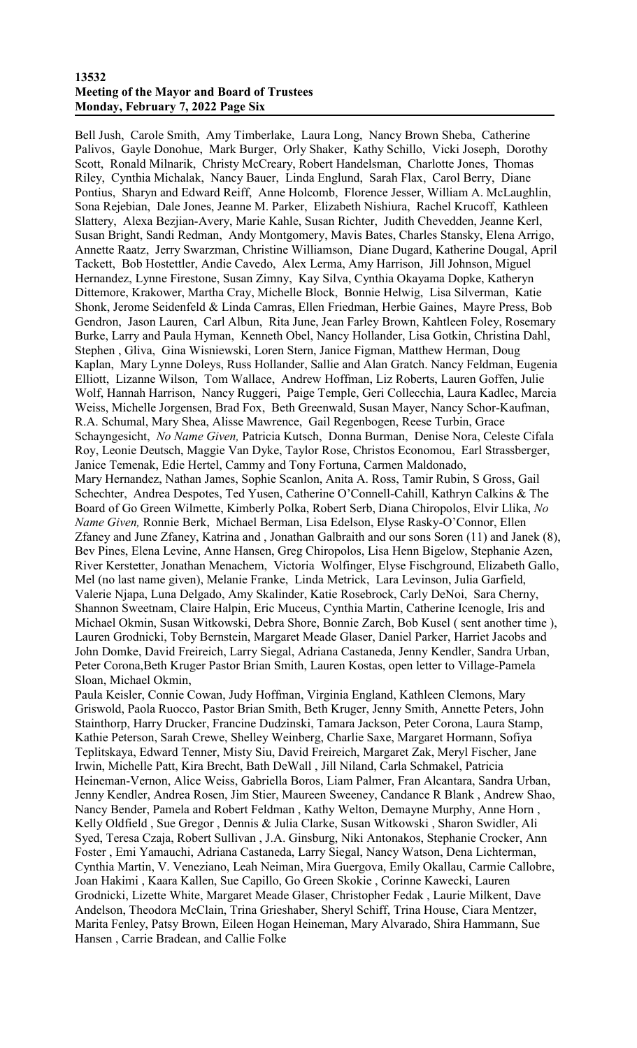Bell Jush, Carole Smith, Amy Timberlake, Laura Long, Nancy Brown Sheba, Catherine Palivos, Gayle Donohue, Mark Burger, Orly Shaker, Kathy Schillo, Vicki Joseph, Dorothy Scott, Ronald Milnarik, Christy McCreary, Robert Handelsman, Charlotte Jones, Thomas Riley, Cynthia Michalak, Nancy Bauer, Linda Englund, Sarah Flax, Carol Berry, Diane Pontius, Sharyn and Edward Reiff, Anne Holcomb, Florence Jesser, William A. McLaughlin, Sona Rejebian, Dale Jones, Jeanne M. Parker, Elizabeth Nishiura, Rachel Krucoff, Kathleen Slattery, Alexa Bezjian-Avery, Marie Kahle, Susan Richter, Judith Chevedden, Jeanne Kerl, Susan Bright, Sandi Redman, Andy Montgomery, Mavis Bates, Charles Stansky, Elena Arrigo, Annette Raatz, Jerry Swarzman, Christine Williamson, Diane Dugard, Katherine Dougal, April Tackett, Bob Hostettler, Andie Cavedo, Alex Lerma, Amy Harrison, Jill Johnson, Miguel Hernandez, Lynne Firestone, Susan Zimny, Kay Silva, Cynthia Okayama Dopke, Katheryn Dittemore, Krakower, Martha Cray, Michelle Block, Bonnie Helwig, Lisa Silverman, Katie Shonk, Jerome Seidenfeld & Linda Camras, Ellen Friedman, Herbie Gaines, Mayre Press, Bob Gendron, Jason Lauren, Carl Albun, Rita June, Jean Farley Brown, Kahtleen Foley, Rosemary Burke, Larry and Paula Hyman, Kenneth Obel, Nancy Hollander, Lisa Gotkin, Christina Dahl, Stephen , Gliva, Gina Wisniewski, Loren Stern, Janice Figman, Matthew Herman, Doug Kaplan, Mary Lynne Doleys, Russ Hollander, Sallie and Alan Gratch. Nancy Feldman, Eugenia Elliott, Lizanne Wilson, Tom Wallace, Andrew Hoffman, Liz Roberts, Lauren Goffen, Julie Wolf, Hannah Harrison, Nancy Ruggeri, Paige Temple, Geri Collecchia, Laura Kadlec, Marcia Weiss, Michelle Jorgensen, Brad Fox, Beth Greenwald, Susan Mayer, Nancy Schor-Kaufman, R.A. Schumal, Mary Shea, Alisse Mawrence, Gail Regenbogen, Reese Turbin, Grace Schayngesicht, *No Name Given,* Patricia Kutsch, Donna Burman, Denise Nora, Celeste Cifala Roy, Leonie Deutsch, Maggie Van Dyke, Taylor Rose, Christos Economou, Earl Strassberger, Janice Temenak, Edie Hertel, Cammy and Tony Fortuna, Carmen Maldonado, Mary Hernandez, Nathan James, Sophie Scanlon, Anita A. Ross, Tamir Rubin, S Gross, Gail Schechter, Andrea Despotes, Ted Yusen, Catherine O'Connell-Cahill, Kathryn Calkins & The Board of Go Green Wilmette, Kimberly Polka, Robert Serb, Diana Chiropolos, Elvir Llika, *No Name Given,* Ronnie Berk, Michael Berman, Lisa Edelson, Elyse Rasky-O'Connor, Ellen Zfaney and June Zfaney, Katrina and , Jonathan Galbraith and our sons Soren (11) and Janek (8), Bev Pines, Elena Levine, Anne Hansen, Greg Chiropolos, Lisa Henn Bigelow, Stephanie Azen, River Kerstetter, Jonathan Menachem, Victoria Wolfinger, Elyse Fischground, Elizabeth Gallo, Mel (no last name given), Melanie Franke, Linda Metrick, Lara Levinson, Julia Garfield, Valerie Njapa, Luna Delgado, Amy Skalinder, Katie Rosebrock, Carly DeNoi, Sara Cherny, Shannon Sweetnam, Claire Halpin, Eric Muceus, Cynthia Martin, Catherine Icenogle, Iris and Michael Okmin, Susan Witkowski, Debra Shore, Bonnie Zarch, Bob Kusel ( sent another time ), Lauren Grodnicki, Toby Bernstein, Margaret Meade Glaser, Daniel Parker, Harriet Jacobs and John Domke, David Freireich, Larry Siegal, Adriana Castaneda, Jenny Kendler, Sandra Urban, Peter Corona,Beth Kruger Pastor Brian Smith, Lauren Kostas, open letter to Village-Pamela Sloan, Michael Okmin,

Paula Keisler, Connie Cowan, Judy Hoffman, Virginia England, Kathleen Clemons, Mary Griswold, Paola Ruocco, Pastor Brian Smith, Beth Kruger, Jenny Smith, Annette Peters, John Stainthorp, Harry Drucker, Francine Dudzinski, Tamara Jackson, Peter Corona, Laura Stamp, Kathie Peterson, Sarah Crewe, Shelley Weinberg, Charlie Saxe, Margaret Hormann, Sofiya Teplitskaya, Edward Tenner, Misty Siu, David Freireich, Margaret Zak, Meryl Fischer, Jane Irwin, Michelle Patt, Kira Brecht, Bath DeWall , Jill Niland, Carla Schmakel, Patricia Heineman-Vernon, Alice Weiss, Gabriella Boros, Liam Palmer, Fran Alcantara, Sandra Urban, Jenny Kendler, Andrea Rosen, Jim Stier, Maureen Sweeney, Candance R Blank , Andrew Shao, Nancy Bender, Pamela and Robert Feldman , Kathy Welton, Demayne Murphy, Anne Horn , Kelly Oldfield , Sue Gregor , Dennis & Julia Clarke, Susan Witkowski , Sharon Swidler, Ali Syed, Teresa Czaja, Robert Sullivan , J.A. Ginsburg, Niki Antonakos, Stephanie Crocker, Ann Foster , Emi Yamauchi, Adriana Castaneda, Larry Siegal, Nancy Watson, Dena Lichterman, Cynthia Martin, V. Veneziano, Leah Neiman, Mira Guergova, Emily Okallau, Carmie Callobre, Joan Hakimi , Kaara Kallen, Sue Capillo, Go Green Skokie , Corinne Kawecki, Lauren Grodnicki, Lizette White, Margaret Meade Glaser, Christopher Fedak , Laurie Milkent, Dave Andelson, Theodora McClain, Trina Grieshaber, Sheryl Schiff, Trina House, Ciara Mentzer, Marita Fenley, Patsy Brown, Eileen Hogan Heineman, Mary Alvarado, Shira Hammann, Sue Hansen , Carrie Bradean, and Callie Folke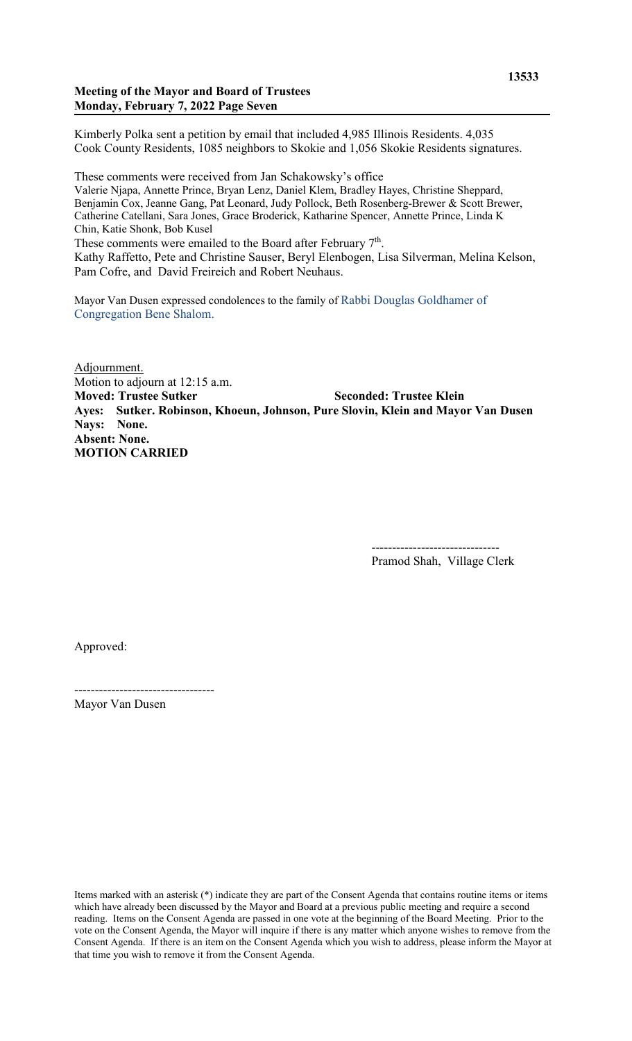Kimberly Polka sent a petition by email that included 4,985 Illinois Residents. 4,035 Cook County Residents, 1085 neighbors to Skokie and 1,056 Skokie Residents signatures.

These comments were received from Jan Schakowsky's office
Valerie Njapa, Annette Prince, Bryan Lenz, Daniel Klem, Bradley Hayes, Christine Sheppard, Benjamin Cox, Jeanne Gang, Pat Leonard, Judy Pollock, Beth Rosenberg-Brewer & Scott Brewer, Catherine Catellani, Sara Jones, Grace Broderick, Katharine Spencer, Annette Prince, Linda K Chin, Katie Shonk, Bob Kusel
These comments were emailed to the Board after February 7th.
Kathy Raffetto, Pete and Christine Sauser, Beryl Elenbogen, Lisa Silverman, Melina Kelson, Pam Cofre, and David Freireich and Robert Neuhaus.

Mayor Van Dusen expressed condolences to the family of Rabbi Douglas Goldhamer of Congregation Bene Shalom.

Adjournment.
Motion to adjourn at 12:15 a.m.
**Moved: Trustee Sutker** **Seconded: Trustee Klein**
**Ayes: Sutker. Robinson, Khoeun, Johnson, Pure Slovin, Klein and Mayor Van Dusen**
**Nays: None.**
**Absent: None.**
**MOTION CARRIED**

-------------------------------
Pramod Shah, Village Clerk

Approved:

----------------------------------
Mayor Van Dusen

Items marked with an asterisk (*) indicate they are part of the Consent Agenda that contains routine items or items which have already been discussed by the Mayor and Board at a previous public meeting and require a second reading. Items on the Consent Agenda are passed in one vote at the beginning of the Board Meeting. Prior to the vote on the Consent Agenda, the Mayor will inquire if there is any matter which anyone wishes to remove from the Consent Agenda. If there is an item on the Consent Agenda which you wish to address, please inform the Mayor at that time you wish to remove it from the Consent Agenda.